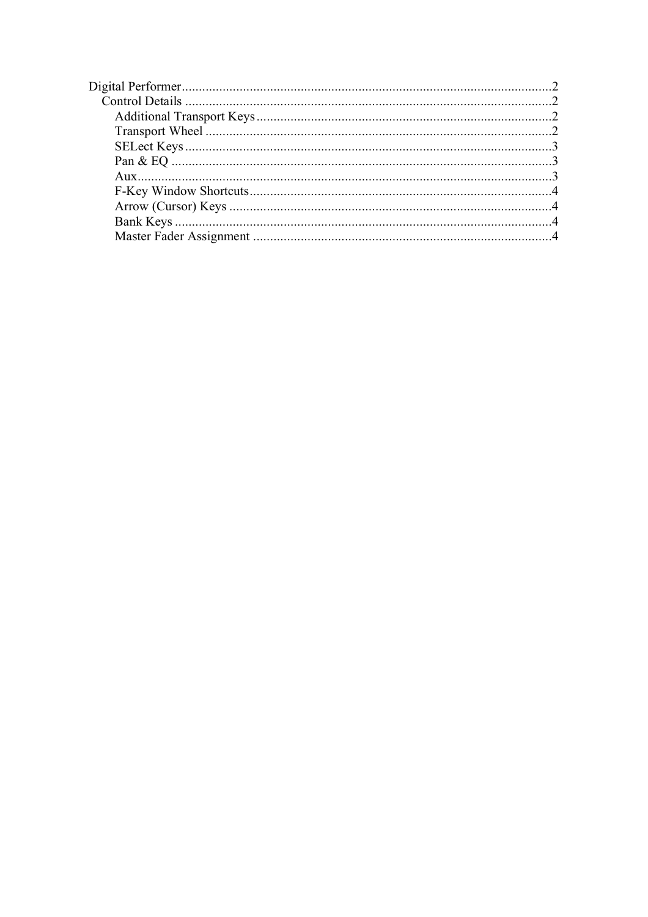Digital Performer .......... 2
- Control Details .......... 2
  - Additional Transport Keys .......... 2
  - Transport Wheel .......... 2
  - SELect Keys .......... 3
  - Pan & EQ .......... 3
  - Aux .......... 3
  - F-Key Window Shortcuts .......... 4
  - Arrow (Cursor) Keys .......... 4
  - Bank Keys .......... 4
  - Master Fader Assignment .......... 4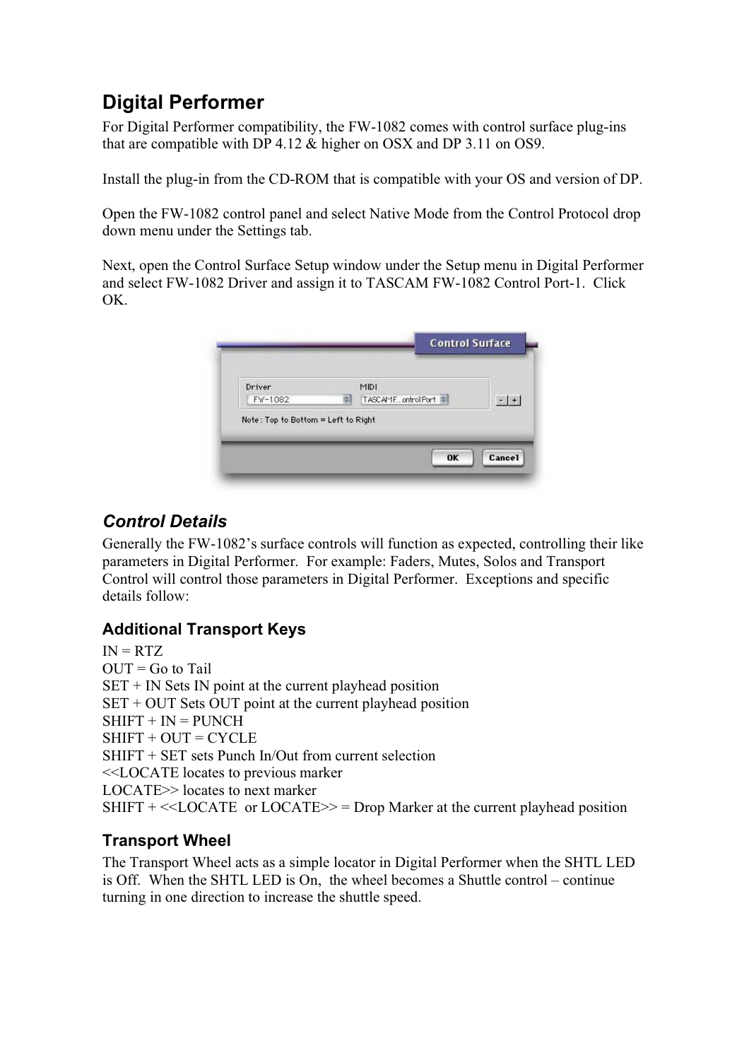## Digital Performer

For Digital Performer compatibility, the FW-1082 comes with control surface plug-ins that are compatible with DP 4.12 & higher on OSX and DP 3.11 on OS9.

Install the plug-in from the CD-ROM that is compatible with your OS and version of DP.

Open the FW-1082 control panel and select Native Mode from the Control Protocol drop down menu under the Settings tab.

Next, open the Control Surface Setup window under the Setup menu in Digital Performer and select FW-1082 Driver and assign it to TASCAM FW-1082 Control Port-1. Click OK.

### *Control Details*

Generally the FW-1082's surface controls will function as expected, controlling their like parameters in Digital Performer. For example: Faders, Mutes, Solos and Transport Control will control those parameters in Digital Performer. Exceptions and specific details follow:

#### Additional Transport Keys

IN = RTZ
OUT = Go to Tail
SET + IN Sets IN point at the current playhead position
SET + OUT Sets OUT point at the current playhead position
SHIFT + IN = PUNCH
SHIFT + OUT = CYCLE
SHIFT + SET sets Punch In/Out from current selection
<<LOCATE locates to previous marker
LOCATE>> locates to next marker
SHIFT + <<LOCATE or LOCATE>> = Drop Marker at the current playhead position

#### Transport Wheel

The Transport Wheel acts as a simple locator in Digital Performer when the SHTL LED is Off. When the SHTL LED is On, the wheel becomes a Shuttle control – continue turning in one direction to increase the shuttle speed.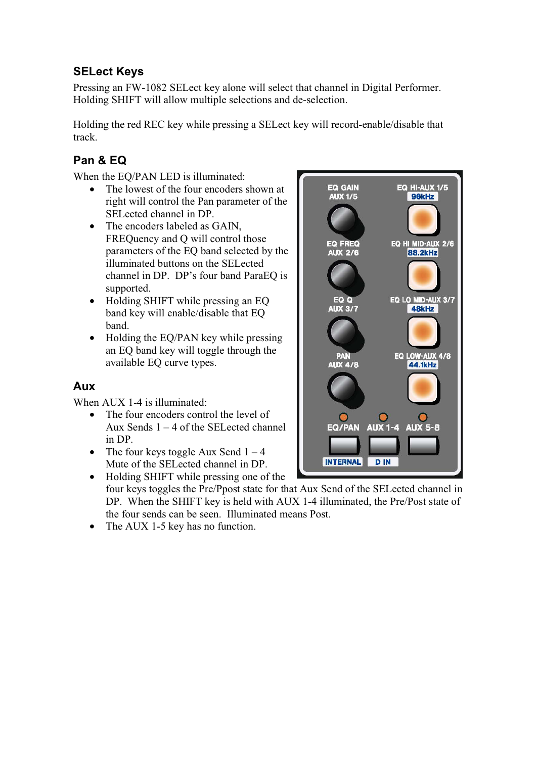## SELect Keys

Pressing an FW-1082 SELect key alone will select that channel in Digital Performer. Holding SHIFT will allow multiple selections and de-selection.

Holding the red REC key while pressing a SELect key will record-enable/disable that track.

## Pan & EQ

When the EQ/PAN LED is illuminated:

- The lowest of the four encoders shown at right will control the Pan parameter of the SELected channel in DP.
- The encoders labeled as GAIN, FREQuency and Q will control those parameters of the EQ band selected by the illuminated buttons on the SELected channel in DP. DP's four band ParaEQ is supported.
- Holding SHIFT while pressing an EQ band key will enable/disable that EQ band.
- Holding the EQ/PAN key while pressing an EQ band key will toggle through the available EQ curve types.

## Aux

When AUX 1-4 is illuminated:

- The four encoders control the level of Aux Sends 1 – 4 of the SELected channel in DP.
- The four keys toggle Aux Send 1 – 4 Mute of the SELected channel in DP.
- Holding SHIFT while pressing one of the four keys toggles the Pre/Ppost state for that Aux Send of the SELected channel in DP. When the SHIFT key is held with AUX 1-4 illuminated, the Pre/Post state of the four sends can be seen. Illuminated means Post.
- The AUX 1-5 key has no function.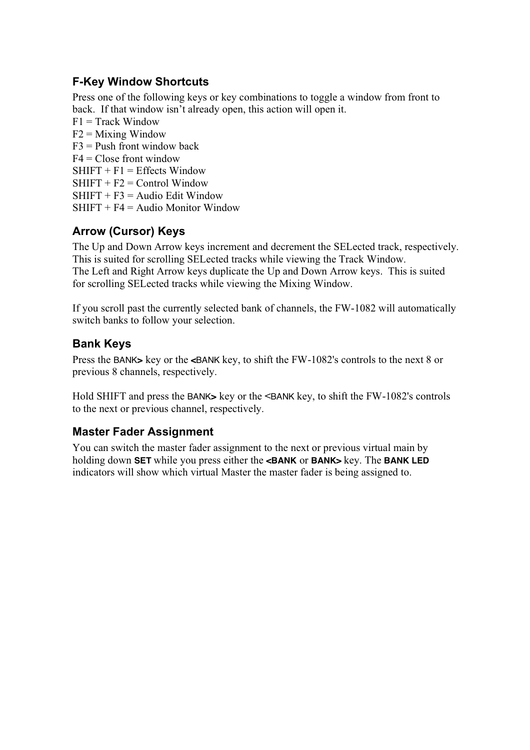### F-Key Window Shortcuts

Press one of the following keys or key combinations to toggle a window from front to back. If that window isn't already open, this action will open it.
F1 = Track Window
F2 = Mixing Window
F3 = Push front window back
F4 = Close front window
SHIFT + F1 = Effects Window
SHIFT + F2 = Control Window
SHIFT + F3 = Audio Edit Window
SHIFT + F4 = Audio Monitor Window

### Arrow (Cursor) Keys

The Up and Down Arrow keys increment and decrement the SELected track, respectively. This is suited for scrolling SELected tracks while viewing the Track Window.
The Left and Right Arrow keys duplicate the Up and Down Arrow keys. This is suited for scrolling SELected tracks while viewing the Mixing Window.

If you scroll past the currently selected bank of channels, the FW-1082 will automatically switch banks to follow your selection.

### Bank Keys

Press the BANK**>** key or the **<**BANK key, to shift the FW-1082's controls to the next 8 or previous 8 channels, respectively.

Hold SHIFT and press the BANK**>** key or the <BANK key, to shift the FW-1082's controls to the next or previous channel, respectively.

### Master Fader Assignment

You can switch the master fader assignment to the next or previous virtual main by holding down **SET** while you press either the **<BANK** or **BANK>** key. The **BANK LED** indicators will show which virtual Master the master fader is being assigned to.